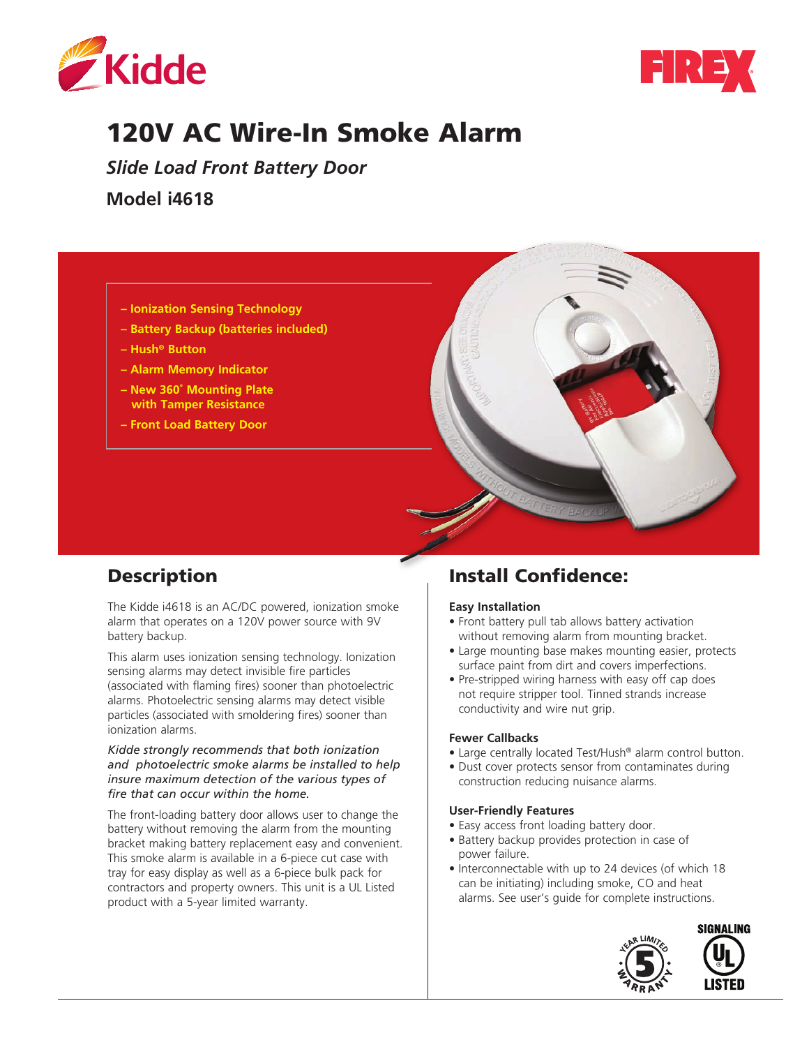# 120V AC Wire-In Smoke Alarm

*Slide Load Front Battery Door*

**Model i4618**

- **– Ionization Sensing Technology**
- **– Battery Backup (batteries included)**
- **– Hush® Button**
- **– Alarm Memory Indicator**
- **– New 360˚ Mounting Plate with Tamper Resistance**
- **– Front Load Battery Door**

## Description

The Kidde i4618 is an AC/DC powered, ionization smoke alarm that operates on a 120V power source with 9V battery backup.

This alarm uses ionization sensing technology. Ionization sensing alarms may detect invisible fire particles (associated with flaming fires) sooner than photoelectric alarms. Photoelectric sensing alarms may detect visible particles (associated with smoldering fires) sooner than ionization alarms.

*Kidde strongly recommends that both ionization and photoelectric smoke alarms be installed to help insure maximum detection of the various types of fire that can occur within the home.*

The front-loading battery door allows user to change the battery without removing the alarm from the mounting bracket making battery replacement easy and convenient. This smoke alarm is available in a 6-piece cut case with tray for easy display as well as a 6-piece bulk pack for contractors and property owners. This unit is a UL Listed product with a 5-year limited warranty.

## Install Confidence:

### Easy Installation

- Front battery pull tab allows battery activation without removing alarm from mounting bracket.
- Large mounting base makes mounting easier, protects surface paint from dirt and covers imperfections.
- Pre-stripped wiring harness with easy off cap does not require stripper tool. Tinned strands increase conductivity and wire nut grip.

### Fewer Callbacks

- Large centrally located Test/Hush® alarm control button.
- Dust cover protects sensor from contaminates during construction reducing nuisance alarms.

### User-Friendly Features

- Easy access front loading battery door.
- Battery backup provides protection in case of power failure.
- Interconnectable with up to 24 devices (of which 18 can be initiating) including smoke, CO and heat alarms. See user's guide for complete instructions.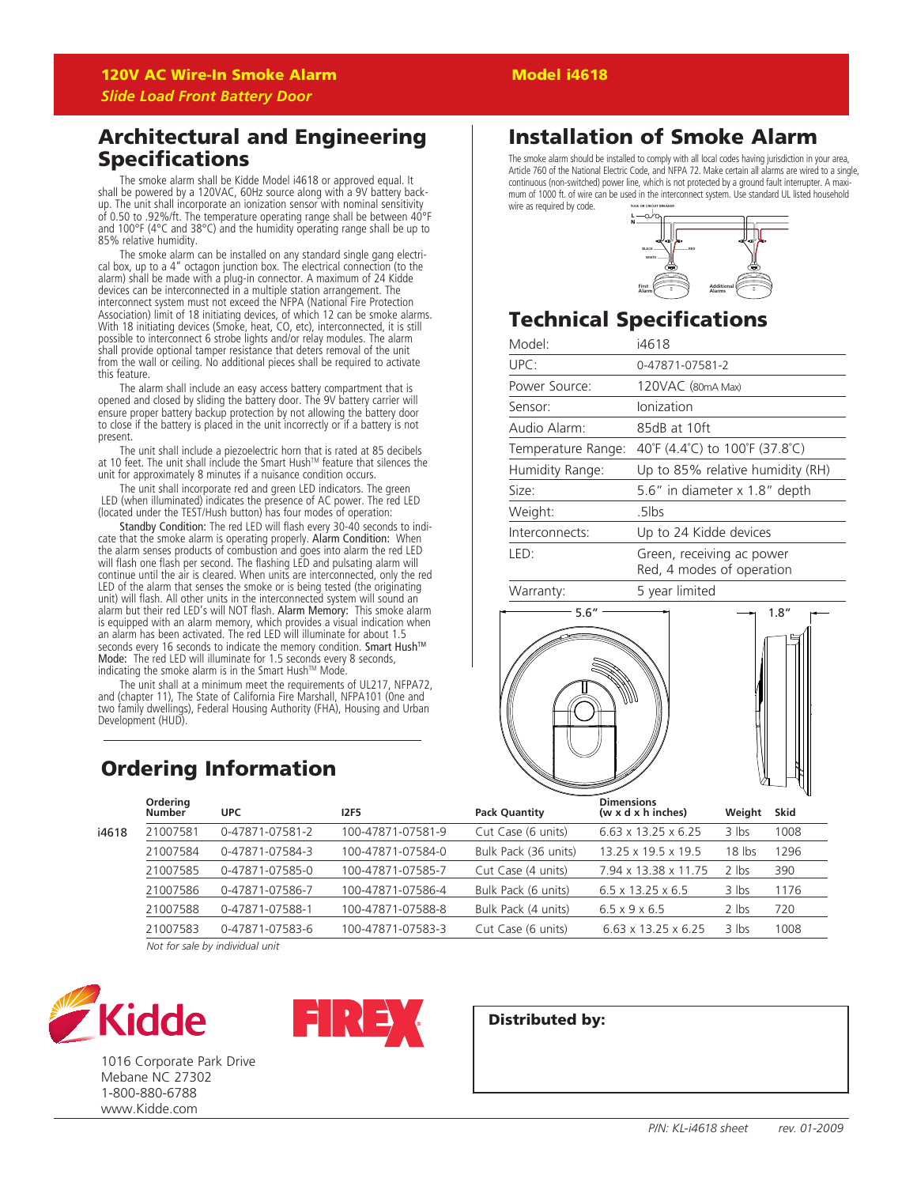**120V AC Wire-In Smoke Alarm**
*Slide Load Front Battery Door*

**Model i4618**

## Architectural and Engineering Specifications

The smoke alarm shall be Kidde Model i4618 or approved equal. It shall be powered by a 120VAC, 60Hz source along with a 9V battery back-up. The unit shall incorporate an ionization sensor with nominal sensitivity of 0.50 to .92%/ft. The temperature operating range shall be between 40°F and 100°F (4°C and 38°C) and the humidity operating range shall be up to 85% relative humidity.

The smoke alarm can be installed on any standard single gang electrical box, up to a 4" octagon junction box. The electrical connection (to the alarm) shall be made with a plug-in connector. A maximum of 24 Kidde devices can be interconnected in a multiple station arrangement. The interconnect system must not exceed the NFPA (National Fire Protection Association) limit of 18 initiating devices, of which 12 can be smoke alarms. With 18 initiating devices (Smoke, heat, CO, etc), interconnected, it is still possible to interconnect 6 strobe lights and/or relay modules. The alarm shall provide optional tamper resistance that deters removal of the unit from the wall or ceiling. No additional pieces shall be required to activate this feature.

The alarm shall include an easy access battery compartment that is opened and closed by sliding the battery door. The 9V battery carrier will ensure proper battery backup protection by not allowing the battery door to close if the battery is placed in the unit incorrectly or if a battery is not present.

The unit shall include a piezoelectric horn that is rated at 85 decibels at 10 feet. The unit shall include the Smart Hush™ feature that silences the unit for approximately 8 minutes if a nuisance condition occurs.

The unit shall incorporate red and green LED indicators. The green LED (when illuminated) indicates the presence of AC power. The red LED (located under the TEST/Hush button) has four modes of operation:

Standby Condition: The red LED will flash every 30-40 seconds to indicate that the smoke alarm is operating properly. Alarm Condition: When the alarm senses products of combustion and goes into alarm the red LED will flash one flash per second. The flashing LED and pulsating alarm will continue until the air is cleared. When units are interconnected, only the red LED of the alarm that senses the smoke or is being tested (the originating unit) will flash. All other units in the interconnected system will sound an alarm but their red LED's will NOT flash. Alarm Memory: This smoke alarm is equipped with an alarm memory, which provides a visual indication when an alarm has been activated. The red LED will illuminate for about 1.5 seconds every 16 seconds to indicate the memory condition. Smart Hush™ Mode: The red LED will illuminate for 1.5 seconds every 8 seconds, indicating the smoke alarm is in the Smart Hush™ Mode.

The unit shall at a minimum meet the requirements of UL217, NFPA72, and (chapter 11), The State of California Fire Marshall, NFPA101 (One and two family dwellings), Federal Housing Authority (FHA), Housing and Urban Development (HUD).

## Installation of Smoke Alarm

The smoke alarm should be installed to comply with all local codes having jurisdiction in your area, Article 760 of the National Electric Code, and NFPA 72. Make certain all alarms are wired to a single, continuous (non-switched) power line, which is not protected by a ground fault interrupter. A maximum of 1000 ft. of wire can be used in the interconnect system. Use standard UL listed household wire as required by code.

FUSE OR CIRCUIT BREAKER
L
N
BLACK
WHITE
RED
First Alarm
Additional Alarms

## Technical Specifications

| | |
|---|---|
| Model: | i4618 |
| UPC: | 0-47871-07581-2 |
| Power Source: | 120VAC (80mA Max) |
| Sensor: | Ionization |
| Audio Alarm: | 85dB at 10ft |
| Temperature Range: | 40˚F (4.4˚C) to 100˚F (37.8˚C) |
| Humidity Range: | Up to 85% relative humidity (RH) |
| Size: | 5.6" in diameter x 1.8" depth |
| Weight: | .5lbs |
| Interconnects: | Up to 24 Kidde devices |
| LED: | Green, receiving ac power<br>Red, 4 modes of operation |
| Warranty: | 5 year limited |

5.6"
1.8"

## Ordering Information

| | Ordering Number | UPC | I2F5 | Pack Quantity | Dimensions (w x d x h inches) | Weight | Skid |
|---|---|---|---|---|---|---|---|
| i4618 | 21007581 | 0-47871-07581-2 | 100-47871-07581-9 | Cut Case (6 units) | 6.63 x 13.25 x 6.25 | 3 lbs | 1008 |
| | 21007584 | 0-47871-07584-3 | 100-47871-07584-0 | Bulk Pack (36 units) | 13.25 x 19.5 x 19.5 | 18 lbs | 1296 |
| | 21007585 | 0-47871-07585-0 | 100-47871-07585-7 | Cut Case (4 units) | 7.94 x 13.38 x 11.75 | 2 lbs | 390 |
| | 21007586 | 0-47871-07586-7 | 100-47871-07586-4 | Bulk Pack (6 units) | 6.5 x 13.25 x 6.5 | 3 lbs | 1176 |
| | 21007588 | 0-47871-07588-1 | 100-47871-07588-8 | Bulk Pack (4 units) | 6.5 x 9 x 6.5 | 2 lbs | 720 |
| | 21007583 | 0-47871-07583-6 | 100-47871-07583-3 | Cut Case (6 units) | 6.63 x 13.25 x 6.25 | 3 lbs | 1008 |

*Not for sale by individual unit*

Kidde

FIREX

1016 Corporate Park Drive
Mebane NC 27302
1-800-880-6788
www.Kidde.com

**Distributed by:**

*P/N: KL-i4618 sheet* *rev. 01-2009*